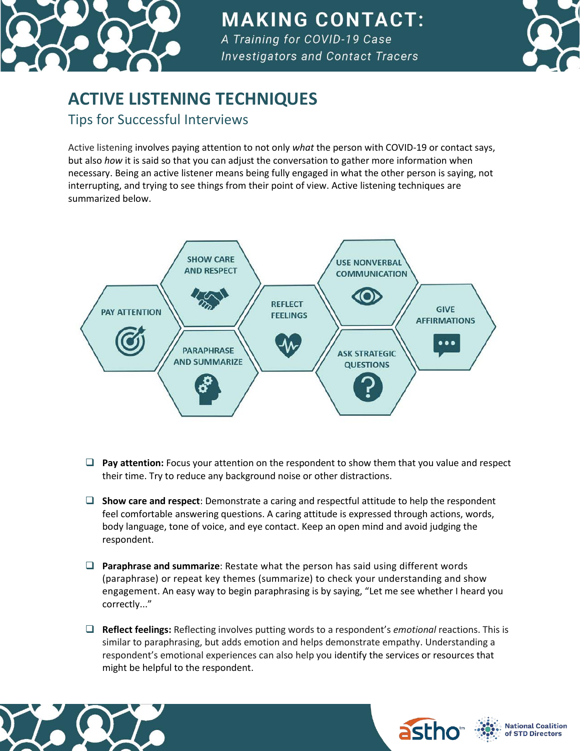# MAKING CONTACT:

*A Training for COVID-19 Case Investigators and Contact Tracers*

## ACTIVE LISTENING TECHNIQUES

### Tips for Successful Interviews

Active listening involves paying attention to not only *what* the person with COVID-19 or contact says, but also *how* it is said so that you can adjust the conversation to gather more information when necessary. Being an active listener means being fully engaged in what the other person is saying, not interrupting, and trying to see things from their point of view. Active listening techniques are summarized below.

PAY ATTENTION | SHOW CARE AND RESPECT | PARAPHRASE AND SUMMARIZE | REFLECT FEELINGS | USE NONVERBAL COMMUNICATION | ASK STRATEGIC QUESTIONS | GIVE AFFIRMATIONS

- **Pay attention:** Focus your attention on the respondent to show them that you value and respect their time. Try to reduce any background noise or other distractions.

- **Show care and respect**: Demonstrate a caring and respectful attitude to help the respondent feel comfortable answering questions. A caring attitude is expressed through actions, words, body language, tone of voice, and eye contact. Keep an open mind and avoid judging the respondent.

- **Paraphrase and summarize**: Restate what the person has said using different words (paraphrase) or repeat key themes (summarize) to check your understanding and show engagement. An easy way to begin paraphrasing is by saying, "Let me see whether I heard you correctly..."

- **Reflect feelings:** Reflecting involves putting words to a respondent's *emotional* reactions. This is similar to paraphrasing, but adds emotion and helps demonstrate empathy. Understanding a respondent's emotional experiences can also help you identify the services or resources that might be helpful to the respondent.

astho | National Coalition of STD Directors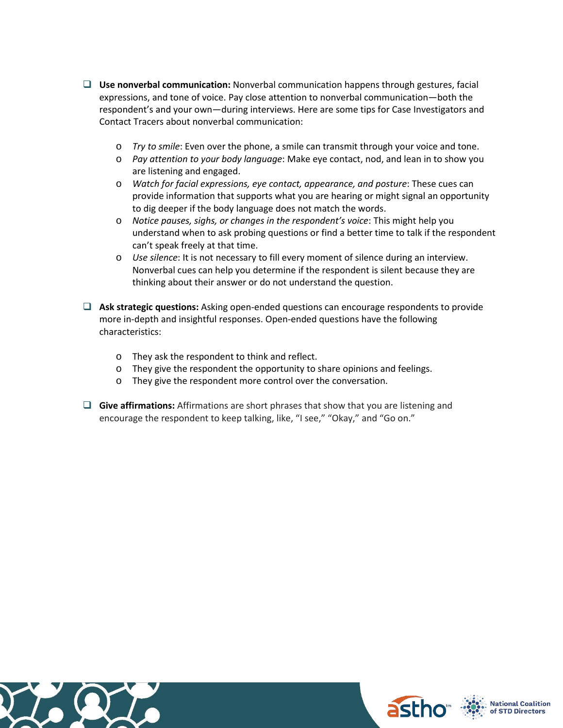- [ ] **Use nonverbal communication:** Nonverbal communication happens through gestures, facial expressions, and tone of voice. Pay close attention to nonverbal communication—both the respondent's and your own—during interviews. Here are some tips for Case Investigators and Contact Tracers about nonverbal communication:

    - *Try to smile*: Even over the phone, a smile can transmit through your voice and tone.
    - *Pay attention to your body language*: Make eye contact, nod, and lean in to show you are listening and engaged.
    - *Watch for facial expressions, eye contact, appearance, and posture*: These cues can provide information that supports what you are hearing or might signal an opportunity to dig deeper if the body language does not match the words.
    - *Notice pauses, sighs, or changes in the respondent's voice*: This might help you understand when to ask probing questions or find a better time to talk if the respondent can't speak freely at that time.
    - *Use silence*: It is not necessary to fill every moment of silence during an interview. Nonverbal cues can help you determine if the respondent is silent because they are thinking about their answer or do not understand the question.

- [ ] **Ask strategic questions:** Asking open-ended questions can encourage respondents to provide more in-depth and insightful responses. Open-ended questions have the following characteristics:

    - They ask the respondent to think and reflect.
    - They give the respondent the opportunity to share opinions and feelings.
    - They give the respondent more control over the conversation.

- [ ] **Give affirmations:** Affirmations are short phrases that show that you are listening and encourage the respondent to keep talking, like, "I see," "Okay," and "Go on."